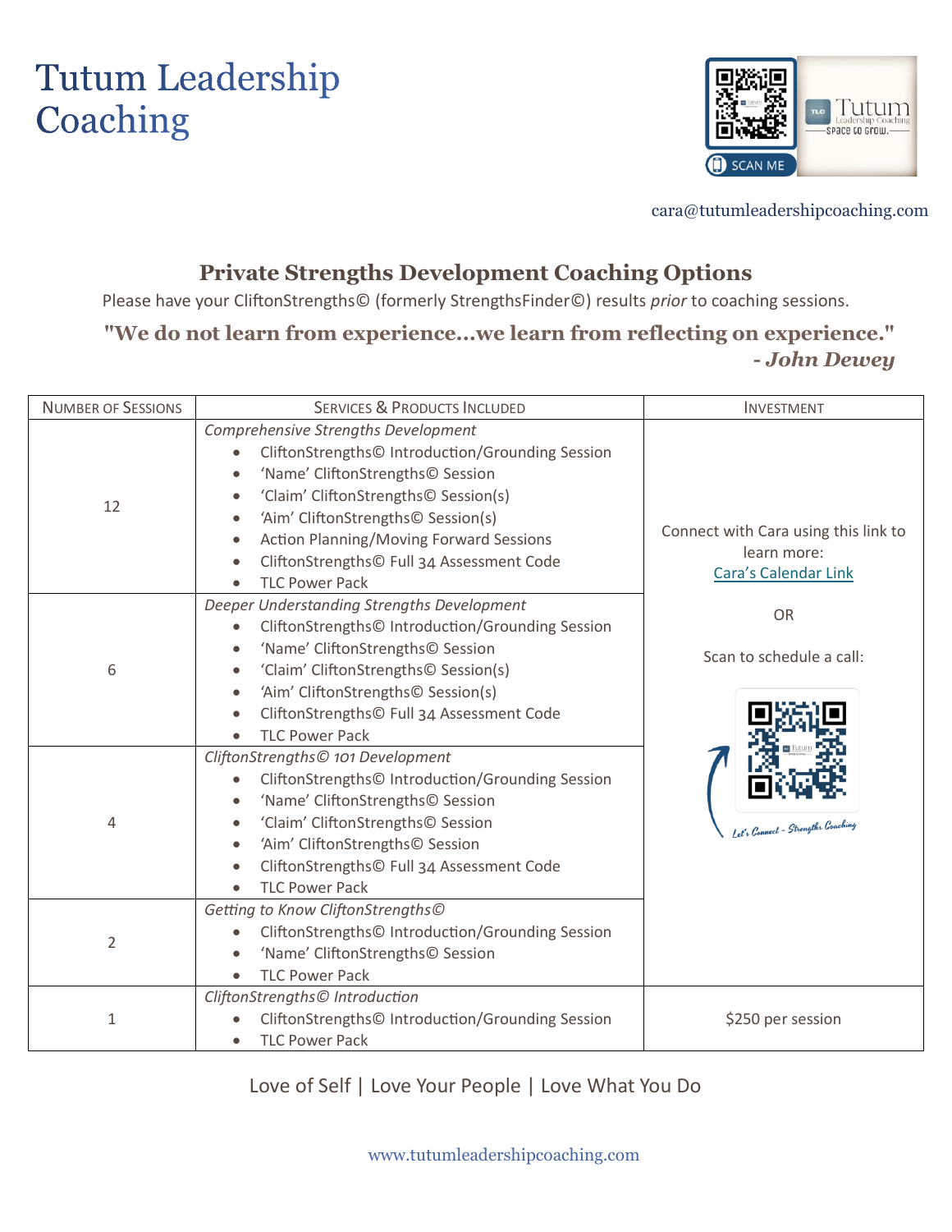# Tutum Leadership Coaching

cara@tutumleadershipcoaching.com

## Private Strengths Development Coaching Options

Please have your CliftonStrengths© (formerly StrengthsFinder©) results *prior* to coaching sessions.

**"We do not learn from experience…we learn from reflecting on experience."**
***- John Dewey***

| Number of Sessions | Services & Products Included | Investment |
|---|---|---|
| 12 | *Comprehensive Strengths Development*<br>• CliftonStrengths© Introduction/Grounding Session<br>• 'Name' CliftonStrengths© Session<br>• 'Claim' CliftonStrengths© Session(s)<br>• 'Aim' CliftonStrengths© Session(s)<br>• Action Planning/Moving Forward Sessions<br>• CliftonStrengths© Full 34 Assessment Code<br>• TLC Power Pack | Connect with Cara using this link to learn more:<br>Cara's Calendar Link<br><br>OR<br><br>Scan to schedule a call:<br><br>Let's Connect - Strengths Coaching |
| 6 | *Deeper Understanding Strengths Development*<br>• CliftonStrengths© Introduction/Grounding Session<br>• 'Name' CliftonStrengths© Session<br>• 'Claim' CliftonStrengths© Session(s)<br>• 'Aim' CliftonStrengths© Session(s)<br>• CliftonStrengths© Full 34 Assessment Code<br>• TLC Power Pack | |
| 4 | *CliftonStrengths© 101 Development*<br>• CliftonStrengths© Introduction/Grounding Session<br>• 'Name' CliftonStrengths© Session<br>• 'Claim' CliftonStrengths© Session<br>• 'Aim' CliftonStrengths© Session<br>• CliftonStrengths© Full 34 Assessment Code<br>• TLC Power Pack | |
| 2 | *Getting to Know CliftonStrengths©*<br>• CliftonStrengths© Introduction/Grounding Session<br>• 'Name' CliftonStrengths© Session<br>• TLC Power Pack | |
| 1 | *CliftonStrengths© Introduction*<br>• CliftonStrengths© Introduction/Grounding Session<br>• TLC Power Pack | $250 per session |

Love of Self | Love Your People | Love What You Do

www.tutumleadershipcoaching.com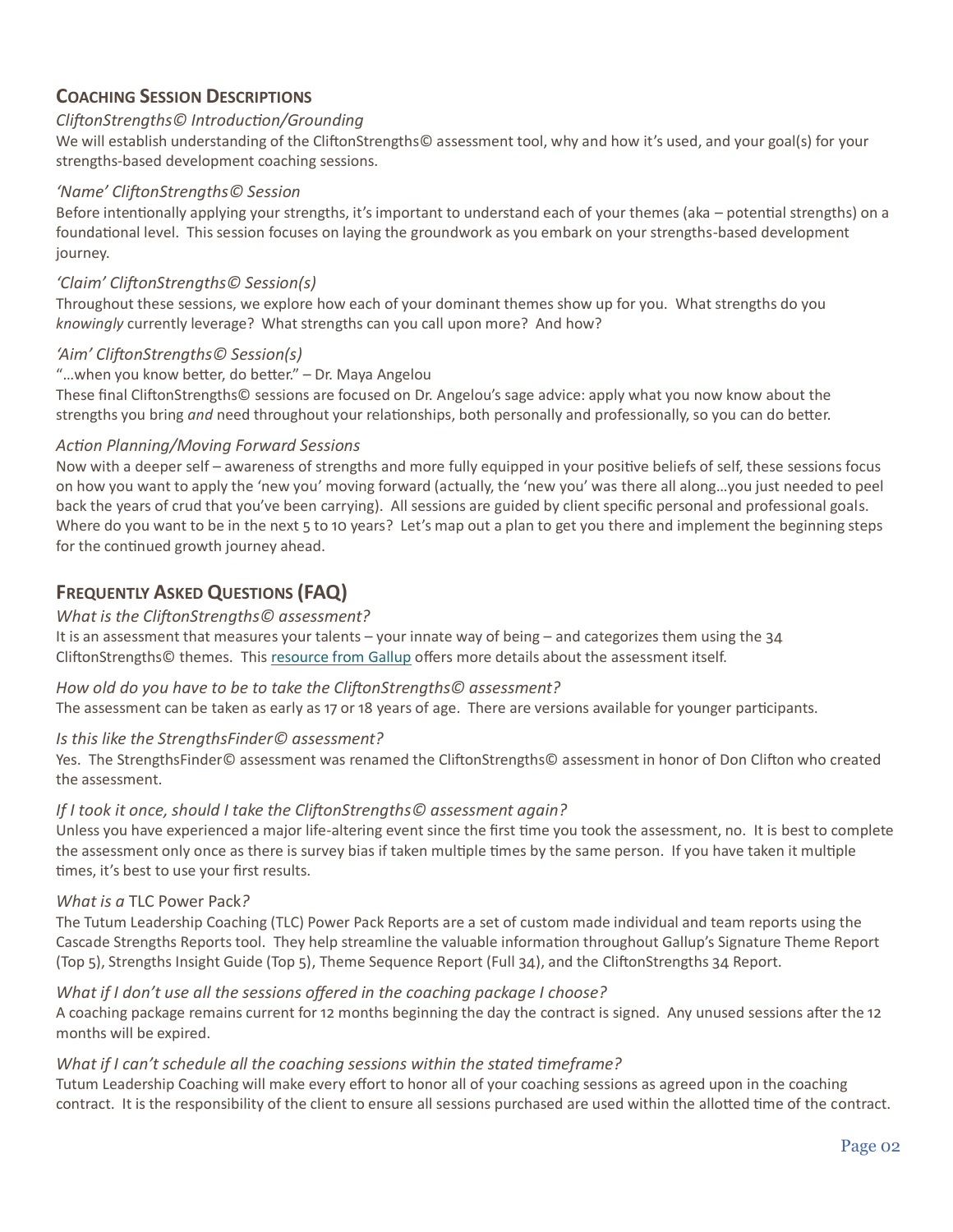## Coaching Session Descriptions

*CliftonStrengths© Introduction/Grounding*

We will establish understanding of the CliftonStrengths© assessment tool, why and how it's used, and your goal(s) for your strengths-based development coaching sessions.

*'Name' CliftonStrengths© Session*

Before intentionally applying your strengths, it's important to understand each of your themes (aka – potential strengths) on a foundational level. This session focuses on laying the groundwork as you embark on your strengths-based development journey.

*'Claim' CliftonStrengths© Session(s)*

Throughout these sessions, we explore how each of your dominant themes show up for you. What strengths do you *knowingly* currently leverage? What strengths can you call upon more? And how?

*'Aim' CliftonStrengths© Session(s)*

"…when you know better, do better." – Dr. Maya Angelou

These final CliftonStrengths© sessions are focused on Dr. Angelou's sage advice: apply what you now know about the strengths you bring *and* need throughout your relationships, both personally and professionally, so you can do better.

*Action Planning/Moving Forward Sessions*

Now with a deeper self – awareness of strengths and more fully equipped in your positive beliefs of self, these sessions focus on how you want to apply the 'new you' moving forward (actually, the 'new you' was there all along…you just needed to peel back the years of crud that you've been carrying). All sessions are guided by client specific personal and professional goals. Where do you want to be in the next 5 to 10 years? Let's map out a plan to get you there and implement the beginning steps for the continued growth journey ahead.

## Frequently Asked Questions (FAQ)

*What is the CliftonStrengths© assessment?*

It is an assessment that measures your talents – your innate way of being – and categorizes them using the 34 CliftonStrengths© themes. This resource from Gallup offers more details about the assessment itself.

*How old do you have to be to take the CliftonStrengths© assessment?*

The assessment can be taken as early as 17 or 18 years of age. There are versions available for younger participants.

*Is this like the StrengthsFinder© assessment?*

Yes. The StrengthsFinder© assessment was renamed the CliftonStrengths© assessment in honor of Don Clifton who created the assessment.

*If I took it once, should I take the CliftonStrengths© assessment again?*

Unless you have experienced a major life-altering event since the first time you took the assessment, no. It is best to complete the assessment only once as there is survey bias if taken multiple times by the same person. If you have taken it multiple times, it's best to use your first results.

*What is a* TLC Power Pack*?*

The Tutum Leadership Coaching (TLC) Power Pack Reports are a set of custom made individual and team reports using the Cascade Strengths Reports tool. They help streamline the valuable information throughout Gallup's Signature Theme Report (Top 5), Strengths Insight Guide (Top 5), Theme Sequence Report (Full 34), and the CliftonStrengths 34 Report.

*What if I don't use all the sessions offered in the coaching package I choose?*

A coaching package remains current for 12 months beginning the day the contract is signed. Any unused sessions after the 12 months will be expired.

*What if I can't schedule all the coaching sessions within the stated timeframe?*

Tutum Leadership Coaching will make every effort to honor all of your coaching sessions as agreed upon in the coaching contract. It is the responsibility of the client to ensure all sessions purchased are used within the allotted time of the contract.